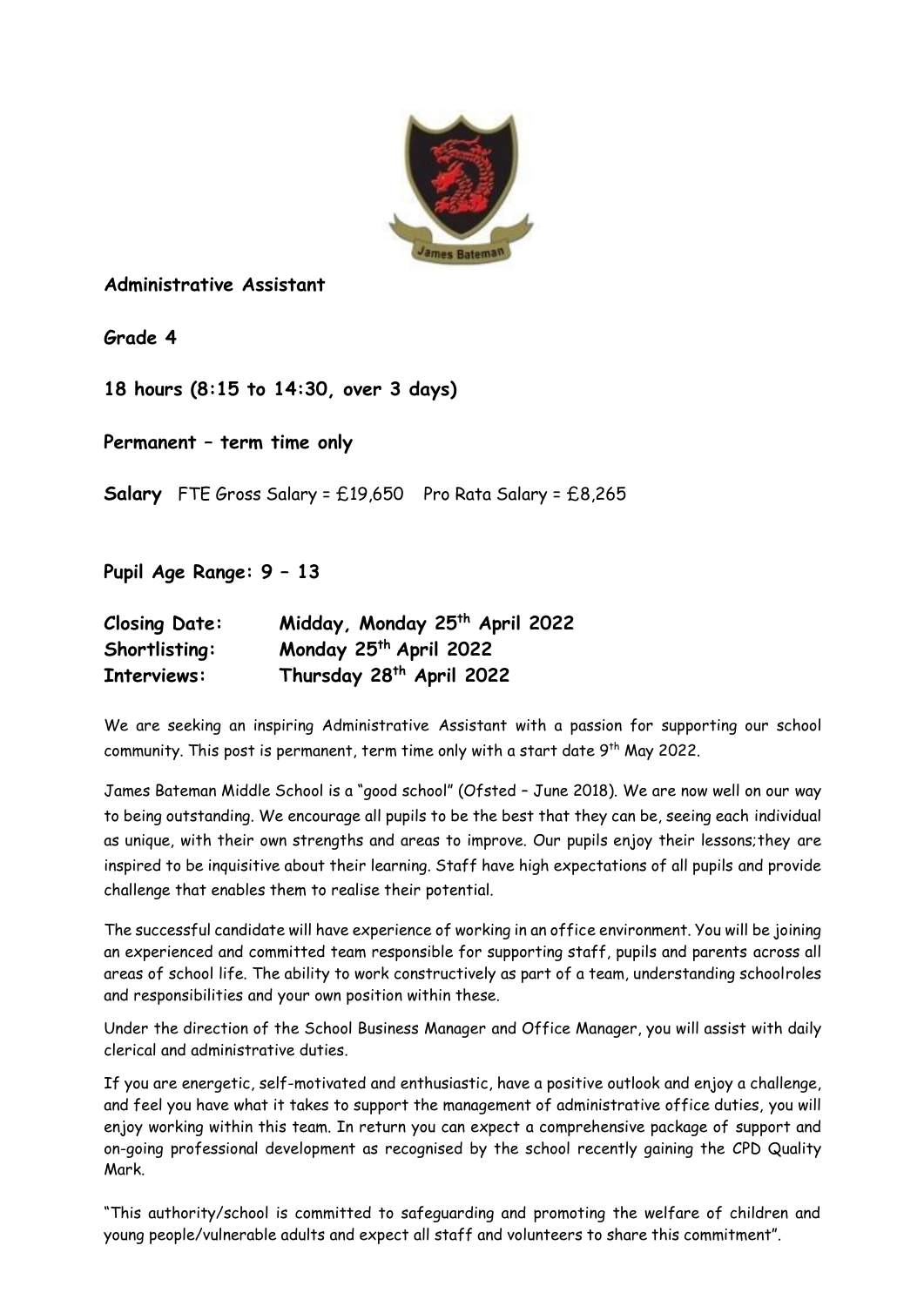**Administrative Assistant**

**Grade 4**

**18 hours (8:15 to 14:30, over 3 days)**

**Permanent – term time only**

**Salary** FTE Gross Salary = £19,650 Pro Rata Salary = £8,265

**Pupil Age Range: 9 – 13**

| | |
|---|---|
| **Closing Date:** | **Midday, Monday 25th April 2022** |
| **Shortlisting:** | **Monday 25th April 2022** |
| **Interviews:** | **Thursday 28th April 2022** |

We are seeking an inspiring Administrative Assistant with a passion for supporting our school community. This post is permanent, term time only with a start date 9th May 2022.

James Bateman Middle School is a "good school" (Ofsted – June 2018). We are now well on our way to being outstanding. We encourage all pupils to be the best that they can be, seeing each individual as unique, with their own strengths and areas to improve. Our pupils enjoy their lessons;they are inspired to be inquisitive about their learning. Staff have high expectations of all pupils and provide challenge that enables them to realise their potential.

The successful candidate will have experience of working in an office environment. You will be joining an experienced and committed team responsible for supporting staff, pupils and parents across all areas of school life. The ability to work constructively as part of a team, understanding schoolroles and responsibilities and your own position within these.

Under the direction of the School Business Manager and Office Manager, you will assist with daily clerical and administrative duties.

If you are energetic, self-motivated and enthusiastic, have a positive outlook and enjoy a challenge, and feel you have what it takes to support the management of administrative office duties, you will enjoy working within this team. In return you can expect a comprehensive package of support and on-going professional development as recognised by the school recently gaining the CPD Quality Mark.

"This authority/school is committed to safeguarding and promoting the welfare of children and young people/vulnerable adults and expect all staff and volunteers to share this commitment".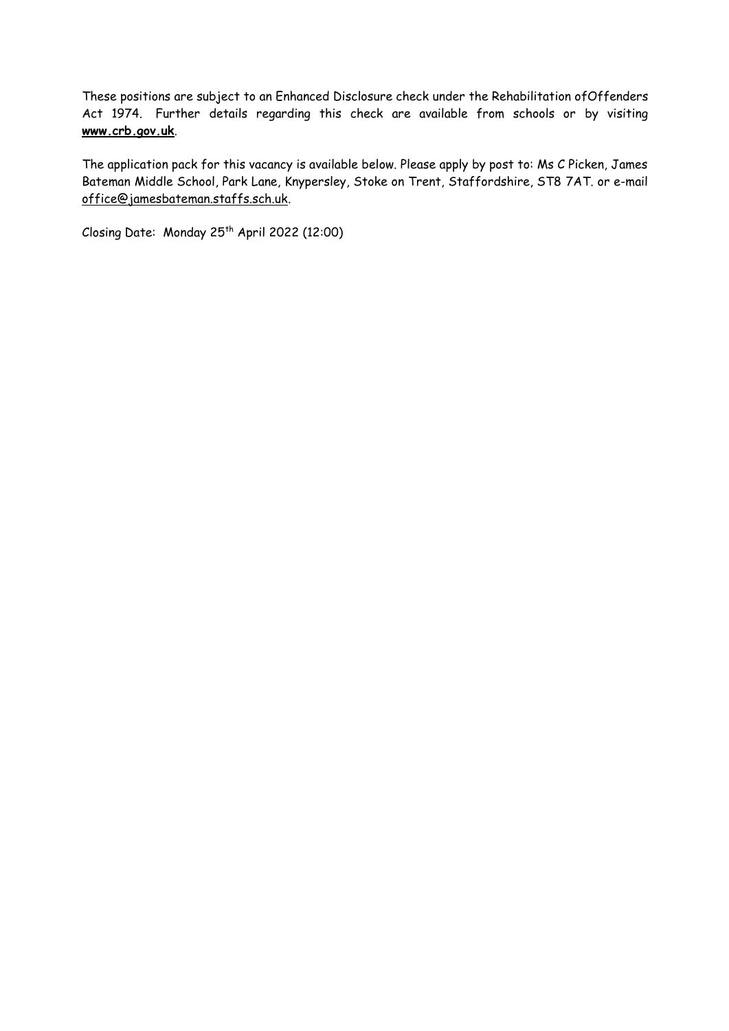These positions are subject to an Enhanced Disclosure check under the Rehabilitation ofOffenders Act 1974. Further details regarding this check are available from schools or by visiting **www.crb.gov.uk**.

The application pack for this vacancy is available below. Please apply by post to: Ms C Picken, James Bateman Middle School, Park Lane, Knypersley, Stoke on Trent, Staffordshire, ST8 7AT. or e-mail office@jamesbateman.staffs.sch.uk.

Closing Date: Monday 25th April 2022 (12:00)